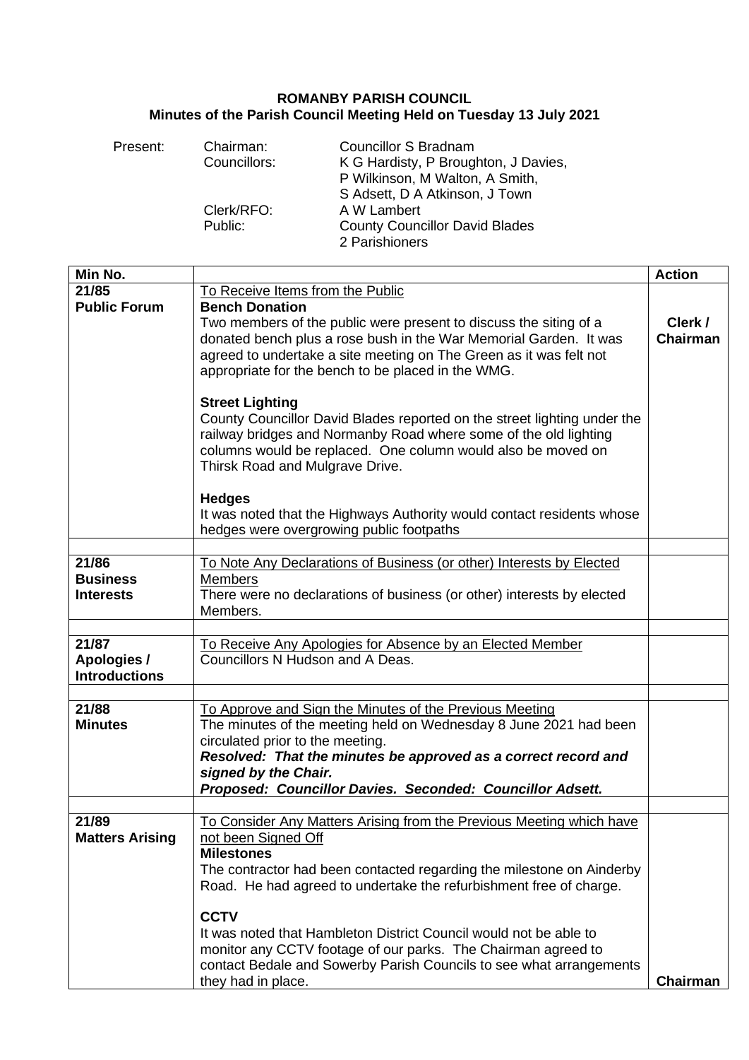**ROMANBY PARISH COUNCIL**
**Minutes of the Parish Council Meeting Held on Tuesday 13 July 2021**

| Present: | | |
|---|---|---|
| | Chairman: | Councillor S Bradnam |
| | Councillors: | K G Hardisty, P Broughton, J Davies, P Wilkinson, M Walton, A Smith, S Adsett, D A Atkinson, J Town |
| | Clerk/RFO: | A W Lambert |
| | Public: | County Councillor David Blades<br>2 Parishioners |

| Min No. | | Action |
|---|---|---|
| 21/85<br>**Public Forum** | To Receive Items from the Public<br>**Bench Donation**<br>Two members of the public were present to discuss the siting of a donated bench plus a rose bush in the War Memorial Garden. It was agreed to undertake a site meeting on The Green as it was felt not appropriate for the bench to be placed in the WMG.<br><br>**Street Lighting**<br>County Councillor David Blades reported on the street lighting under the railway bridges and Normanby Road where some of the old lighting columns would be replaced. One column would also be moved on Thirsk Road and Mulgrave Drive.<br><br>**Hedges**<br>It was noted that the Highways Authority would contact residents whose hedges were overgrowing public footpaths | **Clerk / Chairman** |
| | | |
| 21/86<br>**Business Interests** | To Note Any Declarations of Business (or other) Interests by Elected Members<br>There were no declarations of business (or other) interests by elected Members. | |
| | | |
| 21/87<br>**Apologies / Introductions** | To Receive Any Apologies for Absence by an Elected Member<br>Councillors N Hudson and A Deas. | |
| | | |
| 21/88<br>**Minutes** | To Approve and Sign the Minutes of the Previous Meeting<br>The minutes of the meeting held on Wednesday 8 June 2021 had been circulated prior to the meeting.<br>***Resolved: That the minutes be approved as a correct record and signed by the Chair.***<br>***Proposed: Councillor Davies. Seconded: Councillor Adsett.*** | |
| | | |
| 21/89<br>**Matters Arising** | To Consider Any Matters Arising from the Previous Meeting which have not been Signed Off<br>**Milestones**<br>The contractor had been contacted regarding the milestone on Ainderby Road. He had agreed to undertake the refurbishment free of charge.<br><br>**CCTV**<br>It was noted that Hambleton District Council would not be able to monitor any CCTV footage of our parks. The Chairman agreed to contact Bedale and Sowerby Parish Councils to see what arrangements they had in place. | **Chairman** |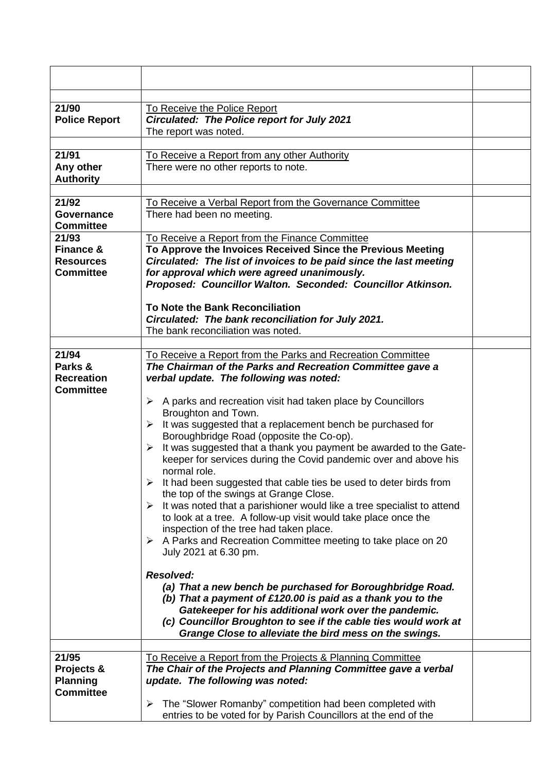| | | |
|---|---|---|
| | | |
| **21/90**<br>**Police Report** | <u>To Receive the Police Report</u><br>***Circulated: The Police report for July 2021***<br>The report was noted. | |
| **21/91**<br>**Any other Authority** | <u>To Receive a Report from any other Authority</u><br>There were no other reports to note. | |
| **21/92**<br>**Governance Committee** | <u>To Receive a Verbal Report from the Governance Committee</u><br>There had been no meeting. | |
| **21/93**<br>**Finance & Resources Committee** | <u>To Receive a Report from the Finance Committee</u><br>**To Approve the Invoices Received Since the Previous Meeting**<br>***Circulated: The list of invoices to be paid since the last meeting for approval which were agreed unanimously.***<br>***Proposed: Councillor Walton. Seconded: Councillor Atkinson.***<br><br>**To Note the Bank Reconciliation**<br>***Circulated: The bank reconciliation for July 2021.***<br>The bank reconciliation was noted. | |
| **21/94**<br>**Parks & Recreation Committee** | <u>To Receive a Report from the Parks and Recreation Committee</u><br>***The Chairman of the Parks and Recreation Committee gave a verbal update. The following was noted:***<br><br>➢ A parks and recreation visit had taken place by Councillors Broughton and Town.<br>➢ It was suggested that a replacement bench be purchased for Boroughbridge Road (opposite the Co-op).<br>➢ It was suggested that a thank you payment be awarded to the Gate-keeper for services during the Covid pandemic over and above his normal role.<br>➢ It had been suggested that cable ties be used to deter birds from the top of the swings at Grange Close.<br>➢ It was noted that a parishioner would like a tree specialist to attend to look at a tree. A follow-up visit would take place once the inspection of the tree had taken place.<br>➢ A Parks and Recreation Committee meeting to take place on 20 July 2021 at 6.30 pm.<br><br>***Resolved:***<br>***(a) That a new bench be purchased for Boroughbridge Road.***<br>***(b) That a payment of £120.00 is paid as a thank you to the Gatekeeper for his additional work over the pandemic.***<br>***(c) Councillor Broughton to see if the cable ties would work at Grange Close to alleviate the bird mess on the swings.*** | |
| **21/95**<br>**Projects & Planning Committee** | <u>To Receive a Report from the Projects & Planning Committee</u><br>***The Chair of the Projects and Planning Committee gave a verbal update. The following was noted:***<br><br>➢ The "Slower Romanby" competition had been completed with entries to be voted for by Parish Councillors at the end of the | |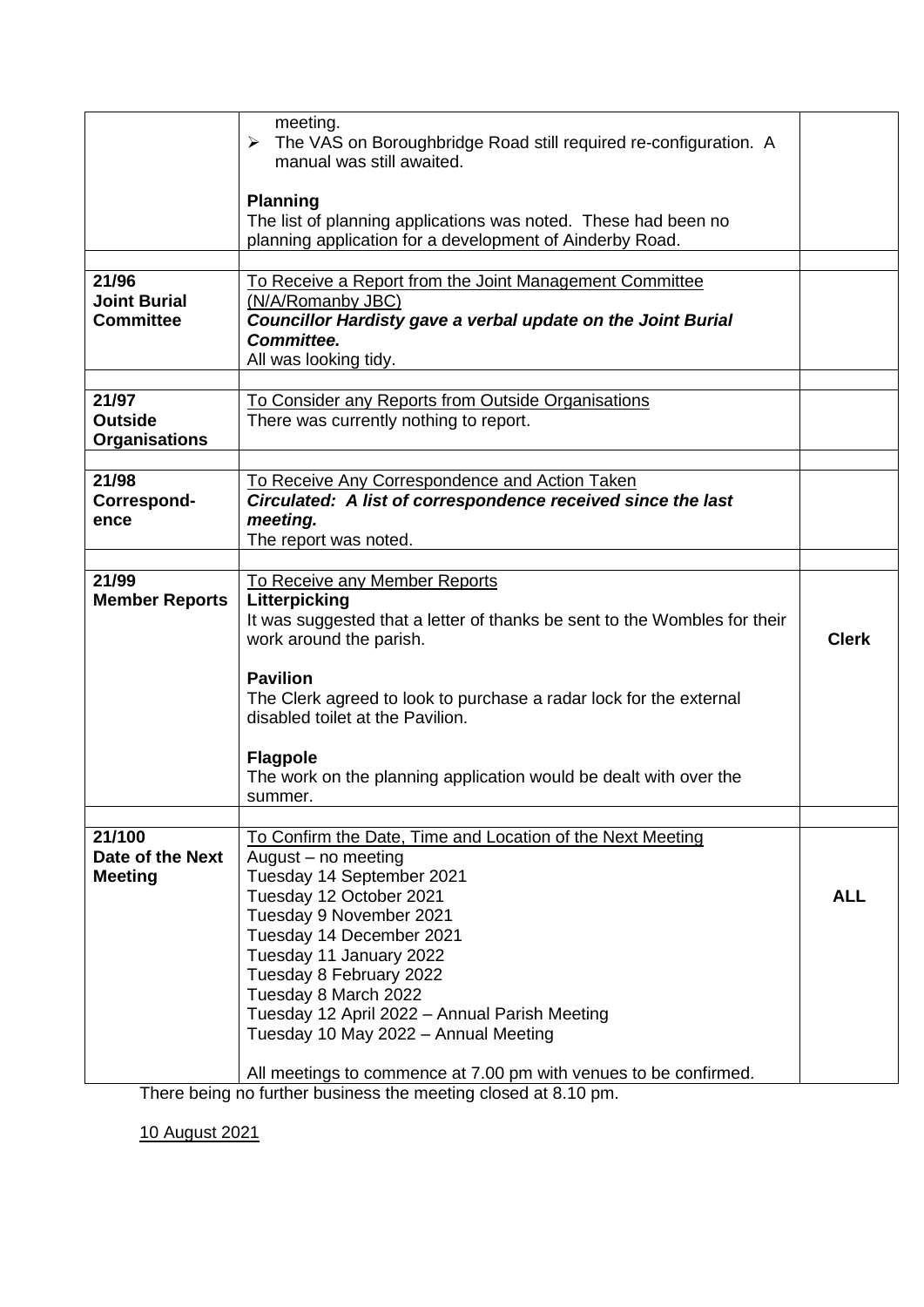| | | |
|---|---|---|
| | meeting.<br>➢ The VAS on Boroughbridge Road still required re-configuration. A manual was still awaited.<br><br>**Planning**<br>The list of planning applications was noted. These had been no planning application for a development of Ainderby Road. | |
| | | |
| **21/96**<br>**Joint Burial Committee** | To Receive a Report from the Joint Management Committee (N/A/Romanby JBC)<br>***Councillor Hardisty gave a verbal update on the Joint Burial Committee.***<br>All was looking tidy. | |
| | | |
| **21/97**<br>**Outside Organisations** | To Consider any Reports from Outside Organisations<br>There was currently nothing to report. | |
| | | |
| **21/98**<br>**Correspond-ence** | To Receive Any Correspondence and Action Taken<br>***Circulated: A list of correspondence received since the last meeting.***<br>The report was noted. | |
| | | |
| **21/99**<br>**Member Reports** | To Receive any Member Reports<br>**Litterpicking**<br>It was suggested that a letter of thanks be sent to the Wombles for their work around the parish.<br><br>**Pavilion**<br>The Clerk agreed to look to purchase a radar lock for the external disabled toilet at the Pavilion.<br><br>**Flagpole**<br>The work on the planning application would be dealt with over the summer. | **Clerk** |
| | | |
| **21/100**<br>**Date of the Next Meeting** | To Confirm the Date, Time and Location of the Next Meeting<br>August – no meeting<br>Tuesday 14 September 2021<br>Tuesday 12 October 2021<br>Tuesday 9 November 2021<br>Tuesday 14 December 2021<br>Tuesday 11 January 2022<br>Tuesday 8 February 2022<br>Tuesday 8 March 2022<br>Tuesday 12 April 2022 – Annual Parish Meeting<br>Tuesday 10 May 2022 – Annual Meeting<br><br>All meetings to commence at 7.00 pm with venues to be confirmed. | **ALL** |

There being no further business the meeting closed at 8.10 pm.

10 August 2021